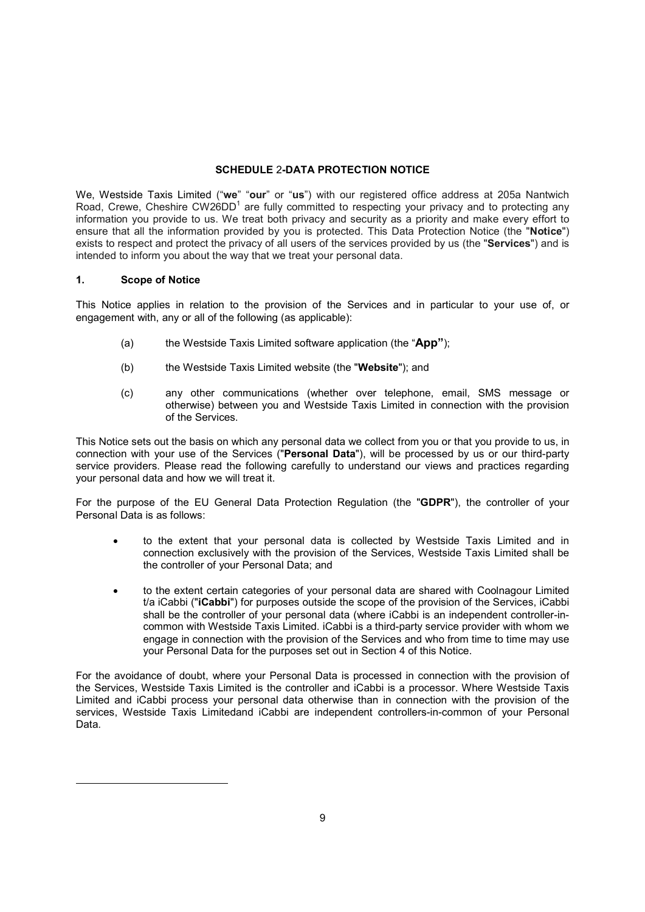## SCHEDULE 2-DATA PROTECTION NOTICE

We, Westside Taxis Limited ("**we**" "**our**" or "**us**") with our registered office address at 205a Nantwich Road, Crewe, Cheshire CW26DD[1] are fully committed to respecting your privacy and to protecting any information you provide to us. We treat both privacy and security as a priority and make every effort to ensure that all the information provided by you is protected. This Data Protection Notice (the "**Notice**") exists to respect and protect the privacy of all users of the services provided by us (the "**Services**") and is intended to inform you about the way that we treat your personal data.

### 1. Scope of Notice

This Notice applies in relation to the provision of the Services and in particular to your use of, or engagement with, any or all of the following (as applicable):

(a) the Westside Taxis Limited software application (the "**App**");

(b) the Westside Taxis Limited website (the "**Website**"); and

(c) any other communications (whether over telephone, email, SMS message or otherwise) between you and Westside Taxis Limited in connection with the provision of the Services.

This Notice sets out the basis on which any personal data we collect from you or that you provide to us, in connection with your use of the Services ("**Personal Data**"), will be processed by us or our third-party service providers. Please read the following carefully to understand our views and practices regarding your personal data and how we will treat it.

For the purpose of the EU General Data Protection Regulation (the "**GDPR**"), the controller of your Personal Data is as follows:

- to the extent that your personal data is collected by Westside Taxis Limited and in connection exclusively with the provision of the Services, Westside Taxis Limited shall be the controller of your Personal Data; and
- to the extent certain categories of your personal data are shared with Coolnagour Limited t/a iCabbi ("**iCabbi**") for purposes outside the scope of the provision of the Services, iCabbi shall be the controller of your personal data (where iCabbi is an independent controller-in-common with Westside Taxis Limited. iCabbi is a third-party service provider with whom we engage in connection with the provision of the Services and who from time to time may use your Personal Data for the purposes set out in Section 4 of this Notice.

For the avoidance of doubt, where your Personal Data is processed in connection with the provision of the Services, Westside Taxis Limited is the controller and iCabbi is a processor. Where Westside Taxis Limited and iCabbi process your personal data otherwise than in connection with the provision of the services, Westside Taxis Limitedand iCabbi are independent controllers-in-common of your Personal Data.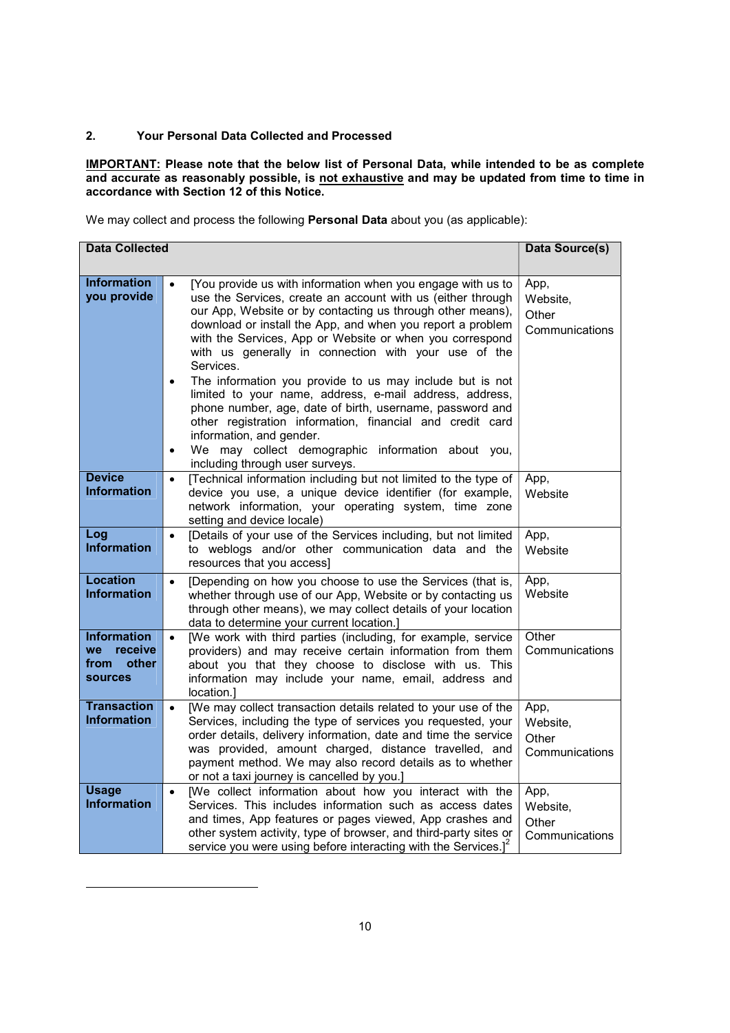## 2. Your Personal Data Collected and Processed

**<u>IMPORTANT:</u> Please note that the below list of Personal Data, while intended to be as complete and accurate as reasonably possible, is <u>not exhaustive</u> and may be updated from time to time in accordance with Section 12 of this Notice.**

We may collect and process the following **Personal Data** about you (as applicable):

| Data Collected | | Data Source(s) |
|---|---|---|
| **Information you provide** | • [You provide us with information when you engage with us to use the Services, create an account with us (either through our App, Website or by contacting us through other means), download or install the App, and when you report a problem with the Services, App or Website or when you correspond with us generally in connection with your use of the Services.<br>• The information you provide to us may include but is not limited to your name, address, e-mail address, address, phone number, age, date of birth, username, password and other registration information, financial and credit card information, and gender.<br>• We may collect demographic information about you, including through user surveys. | App, Website, Other Communications |
| **Device Information** | • [Technical information including but not limited to the type of device you use, a unique device identifier (for example, network information, your operating system, time zone setting and device locale) | App, Website |
| **Log Information** | • [Details of your use of the Services including, but not limited to weblogs and/or other communication data and the resources that you access] | App, Website |
| **Location Information** | • [Depending on how you choose to use the Services (that is, whether through use of our App, Website or by contacting us through other means), we may collect details of your location data to determine your current location.] | App, Website |
| **Information we receive from other sources** | • [We work with third parties (including, for example, service providers) and may receive certain information from them about you that they choose to disclose with us. This information may include your name, email, address and location.] | Other Communications |
| **Transaction Information** | • [We may collect transaction details related to your use of the Services, including the type of services you requested, your order details, delivery information, date and time the service was provided, amount charged, distance travelled, and payment method. We may also record details as to whether or not a taxi journey is cancelled by you.] | App, Website, Other Communications |
| **Usage Information** | • [We collect information about how you interact with the Services. This includes information such as access dates and times, App features or pages viewed, App crashes and other system activity, type of browser, and third-party sites or service you were using before interacting with the Services.][2] | App, Website, Other Communications |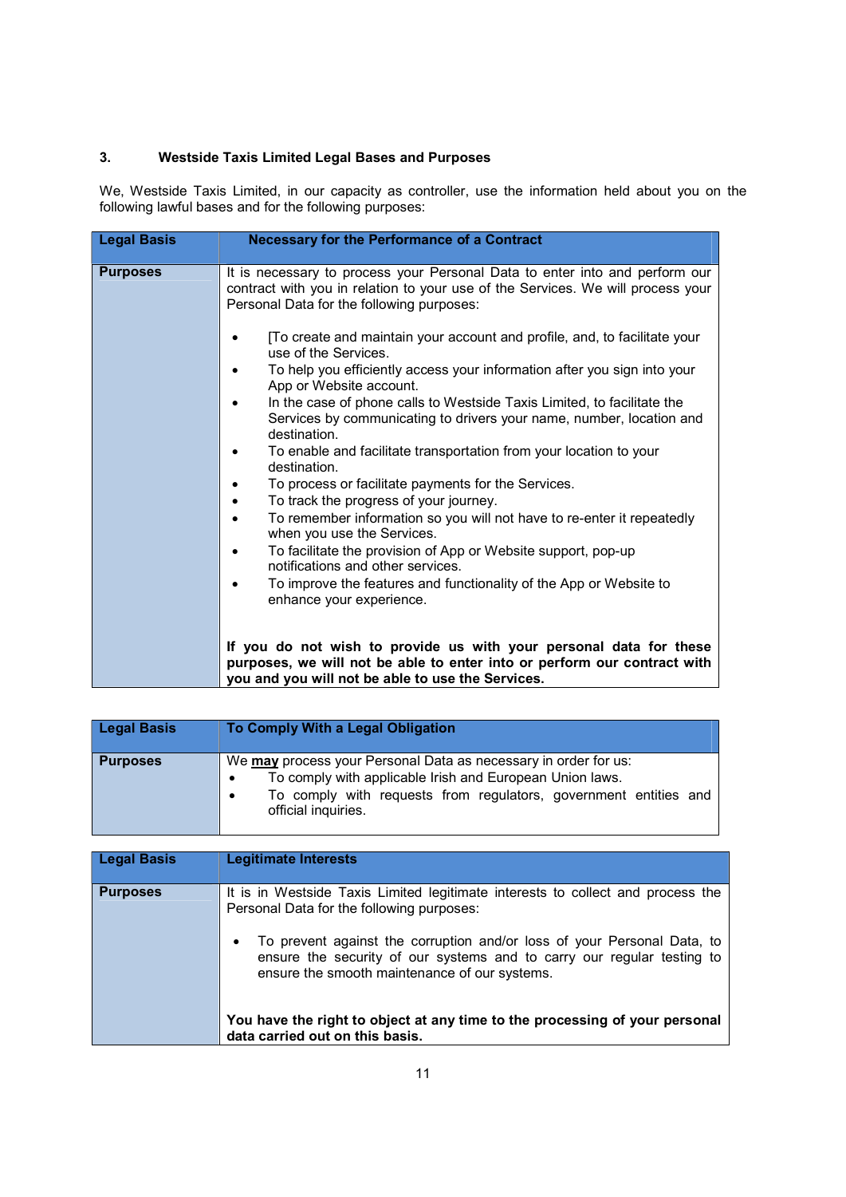## 3. Westside Taxis Limited Legal Bases and Purposes

We, Westside Taxis Limited, in our capacity as controller, use the information held about you on the following lawful bases and for the following purposes:

| **Legal Basis** | **Necessary for the Performance of a Contract** |
|---|---|
| **Purposes** | It is necessary to process your Personal Data to enter into and perform our contract with you in relation to your use of the Services. We will process your Personal Data for the following purposes:<br><br>• [To create and maintain your account and profile, and, to facilitate your use of the Services.<br>• To help you efficiently access your information after you sign into your App or Website account.<br>• In the case of phone calls to Westside Taxis Limited, to facilitate the Services by communicating to drivers your name, number, location and destination.<br>• To enable and facilitate transportation from your location to your destination.<br>• To process or facilitate payments for the Services.<br>• To track the progress of your journey.<br>• To remember information so you will not have to re-enter it repeatedly when you use the Services.<br>• To facilitate the provision of App or Website support, pop-up notifications and other services.<br>• To improve the features and functionality of the App or Website to enhance your experience.<br><br>**If you do not wish to provide us with your personal data for these purposes, we will not be able to enter into or perform our contract with you and you will not be able to use the Services.** |

| **Legal Basis** | **To Comply With a Legal Obligation** |
|---|---|
| **Purposes** | We <u>**may**</u> process your Personal Data as necessary in order for us:<br>• To comply with applicable Irish and European Union laws.<br>• To comply with requests from regulators, government entities and official inquiries. |

| **Legal Basis** | **Legitimate Interests** |
|---|---|
| **Purposes** | It is in Westside Taxis Limited legitimate interests to collect and process the Personal Data for the following purposes:<br><br>• To prevent against the corruption and/or loss of your Personal Data, to ensure the security of our systems and to carry our regular testing to ensure the smooth maintenance of our systems.<br><br>**You have the right to object at any time to the processing of your personal data carried out on this basis.** |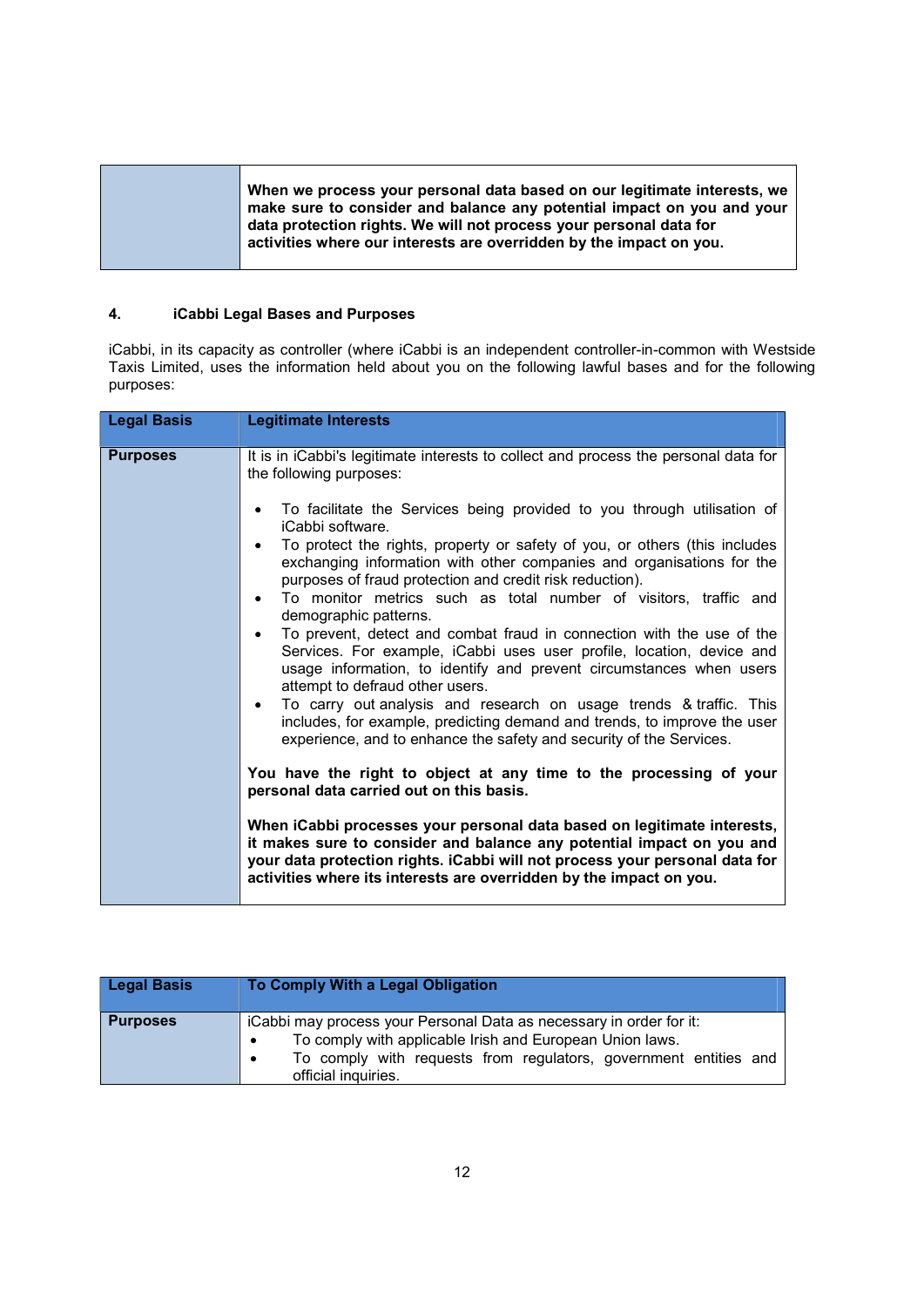| | When we process your personal data based on our legitimate interests, we make sure to consider and balance any potential impact on you and your data protection rights. We will not process your personal data for activities where our interests are overridden by the impact on you. |
|---|---|

## 4. iCabbi Legal Bases and Purposes

iCabbi, in its capacity as controller (where iCabbi is an independent controller-in-common with Westside Taxis Limited, uses the information held about you on the following lawful bases and for the following purposes:

| **Legal Basis** | **Legitimate Interests** |
|---|---|
| **Purposes** | It is in iCabbi's legitimate interests to collect and process the personal data for the following purposes:<br><br>• To facilitate the Services being provided to you through utilisation of iCabbi software.<br>• To protect the rights, property or safety of you, or others (this includes exchanging information with other companies and organisations for the purposes of fraud protection and credit risk reduction).<br>• To monitor metrics such as total number of visitors, traffic and demographic patterns.<br>• To prevent, detect and combat fraud in connection with the use of the Services. For example, iCabbi uses user profile, location, device and usage information, to identify and prevent circumstances when users attempt to defraud other users.<br>• To carry out analysis and research on usage trends & traffic. This includes, for example, predicting demand and trends, to improve the user experience, and to enhance the safety and security of the Services.<br><br>**You have the right to object at any time to the processing of your personal data carried out on this basis.**<br><br>**When iCabbi processes your personal data based on legitimate interests, it makes sure to consider and balance any potential impact on you and your data protection rights. iCabbi will not process your personal data for activities where its interests are overridden by the impact on you.** |

| **Legal Basis** | **To Comply With a Legal Obligation** |
|---|---|
| **Purposes** | iCabbi may process your Personal Data as necessary in order for it:<br>• To comply with applicable Irish and European Union laws.<br>• To comply with requests from regulators, government entities and official inquiries. |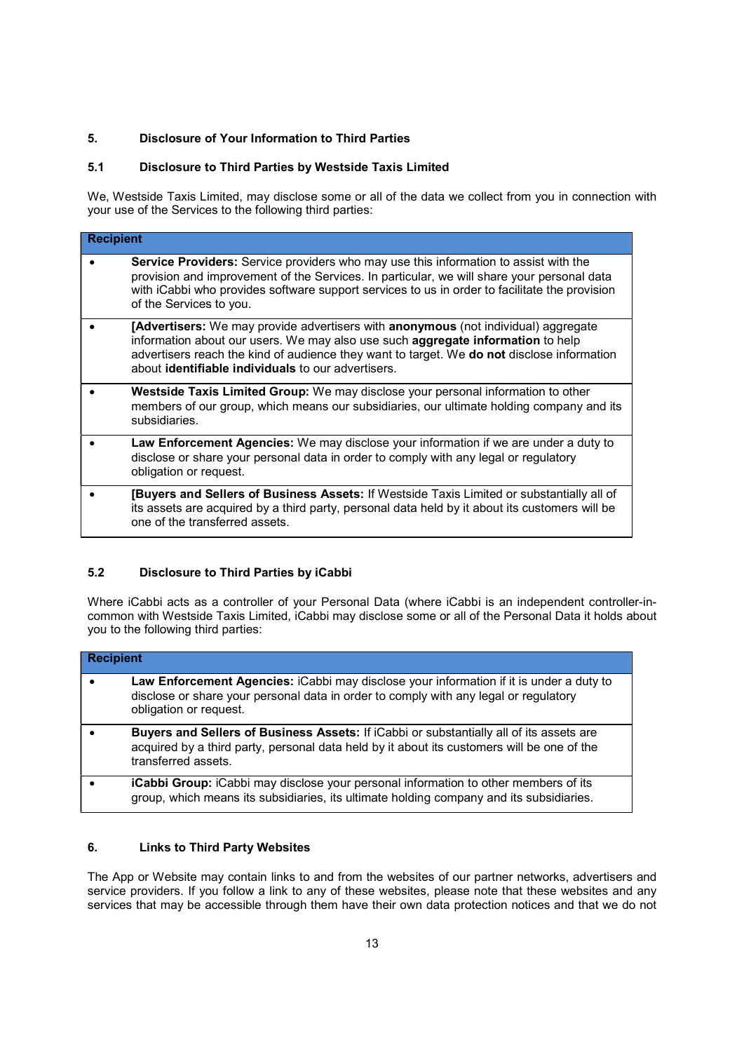## 5. Disclosure of Your Information to Third Parties

### 5.1 Disclosure to Third Parties by Westside Taxis Limited

We, Westside Taxis Limited, may disclose some or all of the data we collect from you in connection with your use of the Services to the following third parties:

| Recipient |
| --- |
| • **Service Providers:** Service providers who may use this information to assist with the provision and improvement of the Services. In particular, we will share your personal data with iCabbi who provides software support services to us in order to facilitate the provision of the Services to you. |
| • **[Advertisers:** We may provide advertisers with **anonymous** (not individual) aggregate information about our users. We may also use such **aggregate information** to help advertisers reach the kind of audience they want to target. We **do not** disclose information about **identifiable individuals** to our advertisers. |
| • **Westside Taxis Limited Group:** We may disclose your personal information to other members of our group, which means our subsidiaries, our ultimate holding company and its subsidiaries. |
| • **Law Enforcement Agencies:** We may disclose your information if we are under a duty to disclose or share your personal data in order to comply with any legal or regulatory obligation or request. |
| • **[Buyers and Sellers of Business Assets:** If Westside Taxis Limited or substantially all of its assets are acquired by a third party, personal data held by it about its customers will be one of the transferred assets. |

### 5.2 Disclosure to Third Parties by iCabbi

Where iCabbi acts as a controller of your Personal Data (where iCabbi is an independent controller-in-common with Westside Taxis Limited, iCabbi may disclose some or all of the Personal Data it holds about you to the following third parties:

| Recipient |
| --- |
| • **Law Enforcement Agencies:** iCabbi may disclose your information if it is under a duty to disclose or share your personal data in order to comply with any legal or regulatory obligation or request. |
| • **Buyers and Sellers of Business Assets:** If iCabbi or substantially all of its assets are acquired by a third party, personal data held by it about its customers will be one of the transferred assets. |
| • **iCabbi Group:** iCabbi may disclose your personal information to other members of its group, which means its subsidiaries, its ultimate holding company and its subsidiaries. |

## 6. Links to Third Party Websites

The App or Website may contain links to and from the websites of our partner networks, advertisers and service providers. If you follow a link to any of these websites, please note that these websites and any services that may be accessible through them have their own data protection notices and that we do not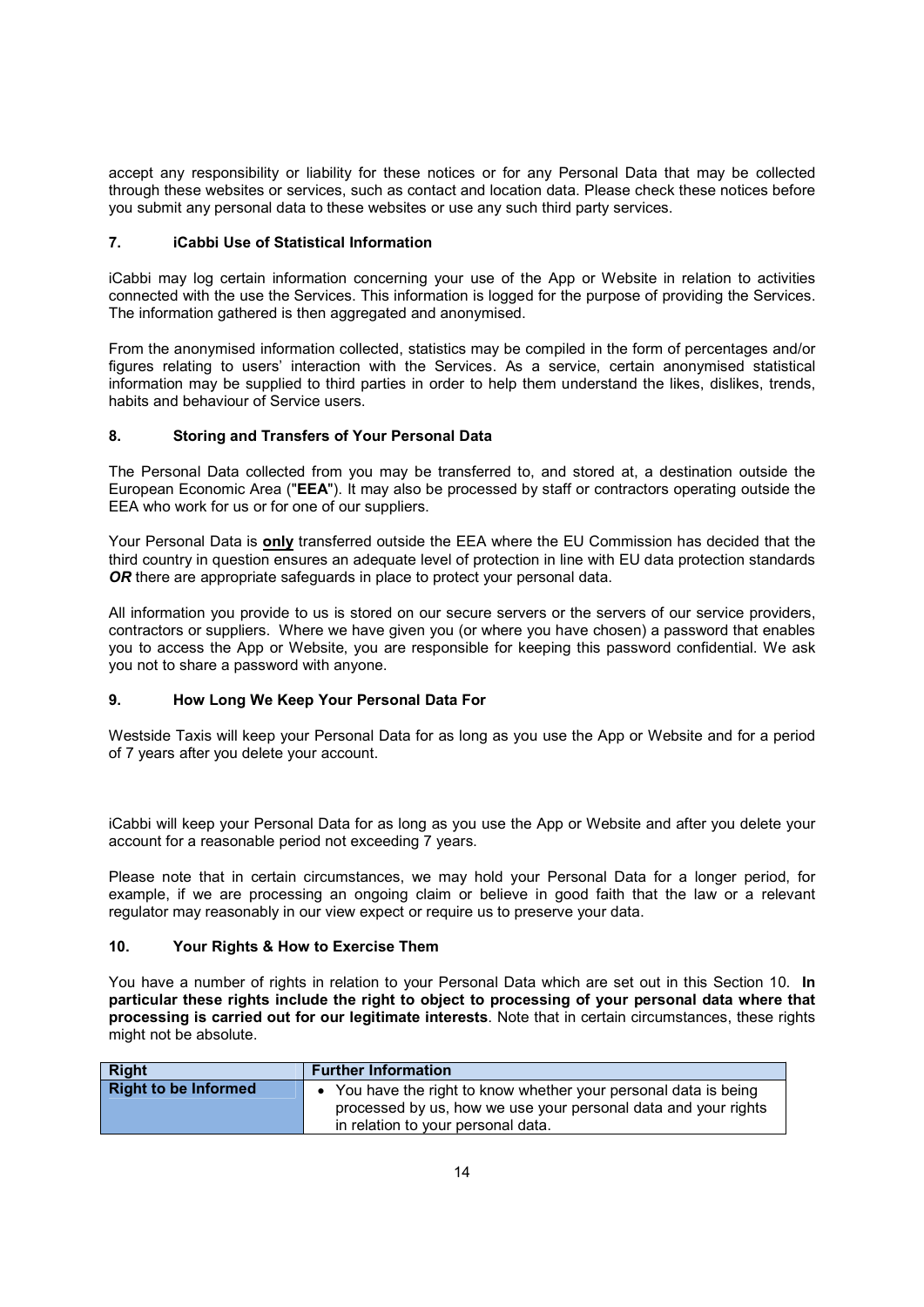accept any responsibility or liability for these notices or for any Personal Data that may be collected through these websites or services, such as contact and location data. Please check these notices before you submit any personal data to these websites or use any such third party services.

## 7. iCabbi Use of Statistical Information

iCabbi may log certain information concerning your use of the App or Website in relation to activities connected with the use the Services. This information is logged for the purpose of providing the Services. The information gathered is then aggregated and anonymised.

From the anonymised information collected, statistics may be compiled in the form of percentages and/or figures relating to users' interaction with the Services. As a service, certain anonymised statistical information may be supplied to third parties in order to help them understand the likes, dislikes, trends, habits and behaviour of Service users.

## 8. Storing and Transfers of Your Personal Data

The Personal Data collected from you may be transferred to, and stored at, a destination outside the European Economic Area ("**EEA**"). It may also be processed by staff or contractors operating outside the EEA who work for us or for one of our suppliers.

Your Personal Data is **only** transferred outside the EEA where the EU Commission has decided that the third country in question ensures an adequate level of protection in line with EU data protection standards ***OR*** there are appropriate safeguards in place to protect your personal data.

All information you provide to us is stored on our secure servers or the servers of our service providers, contractors or suppliers. Where we have given you (or where you have chosen) a password that enables you to access the App or Website, you are responsible for keeping this password confidential. We ask you not to share a password with anyone.

## 9. How Long We Keep Your Personal Data For

Westside Taxis will keep your Personal Data for as long as you use the App or Website and for a period of 7 years after you delete your account.

iCabbi will keep your Personal Data for as long as you use the App or Website and after you delete your account for a reasonable period not exceeding 7 years.

Please note that in certain circumstances, we may hold your Personal Data for a longer period, for example, if we are processing an ongoing claim or believe in good faith that the law or a relevant regulator may reasonably in our view expect or require us to preserve your data.

## 10. Your Rights & How to Exercise Them

You have a number of rights in relation to your Personal Data which are set out in this Section 10. **In particular these rights include the right to object to processing of your personal data where that processing is carried out for our legitimate interests**. Note that in certain circumstances, these rights might not be absolute.

| Right | Further Information |
|---|---|
| **Right to be Informed** | • You have the right to know whether your personal data is being processed by us, how we use your personal data and your rights in relation to your personal data. |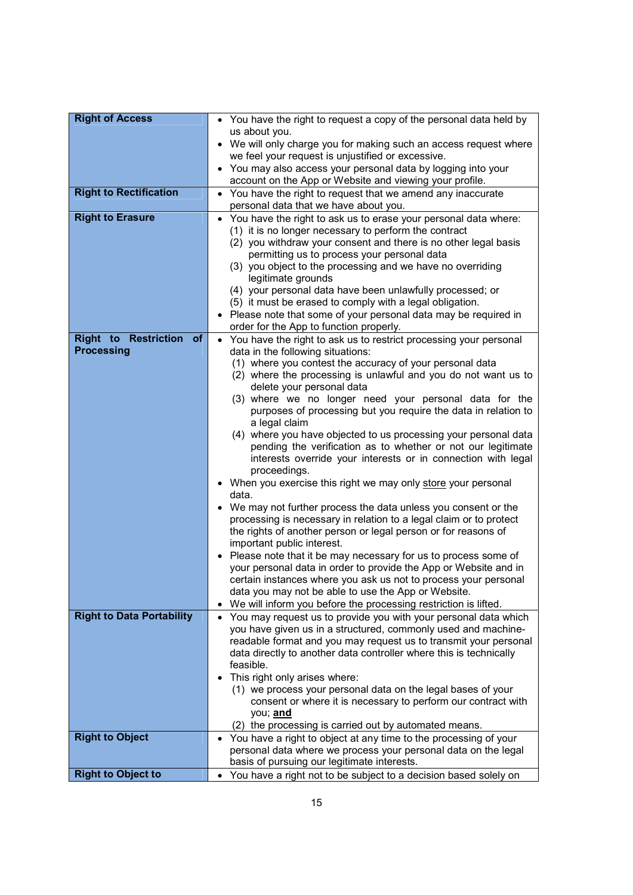| | |
|---|---|
| **Right of Access** | • You have the right to request a copy of the personal data held by us about you.<br>• We will only charge you for making such an access request where we feel your request is unjustified or excessive.<br>• You may also access your personal data by logging into your account on the App or Website and viewing your profile. |
| **Right to Rectification** | • You have the right to request that we amend any inaccurate personal data that we have about you. |
| **Right to Erasure** | • You have the right to ask us to erase your personal data where:<br>(1) it is no longer necessary to perform the contract<br>(2) you withdraw your consent and there is no other legal basis permitting us to process your personal data<br>(3) you object to the processing and we have no overriding legitimate grounds<br>(4) your personal data have been unlawfully processed; or<br>(5) it must be erased to comply with a legal obligation.<br>• Please note that some of your personal data may be required in order for the App to function properly. |
| **Right to Restriction of Processing** | • You have the right to ask us to restrict processing your personal data in the following situations:<br>(1) where you contest the accuracy of your personal data<br>(2) where the processing is unlawful and you do not want us to delete your personal data<br>(3) where we no longer need your personal data for the purposes of processing but you require the data in relation to a legal claim<br>(4) where you have objected to us processing your personal data pending the verification as to whether or not our legitimate interests override your interests or in connection with legal proceedings.<br>• When you exercise this right we may only <u>store</u> your personal data.<br>• We may not further process the data unless you consent or the processing is necessary in relation to a legal claim or to protect the rights of another person or legal person or for reasons of important public interest.<br>• Please note that it be may necessary for us to process some of your personal data in order to provide the App or Website and in certain instances where you ask us not to process your personal data you may not be able to use the App or Website.<br>• We will inform you before the processing restriction is lifted. |
| **Right to Data Portability** | • You may request us to provide you with your personal data which you have given us in a structured, commonly used and machine-readable format and you may request us to transmit your personal data directly to another data controller where this is technically feasible.<br>• This right only arises where:<br>(1) we process your personal data on the legal bases of your consent or where it is necessary to perform our contract with you; <u>**and**</u><br>(2) the processing is carried out by automated means. |
| **Right to Object** | • You have a right to object at any time to the processing of your personal data where we process your personal data on the legal basis of pursuing our legitimate interests. |
| **Right to Object to** | • You have a right not to be subject to a decision based solely on |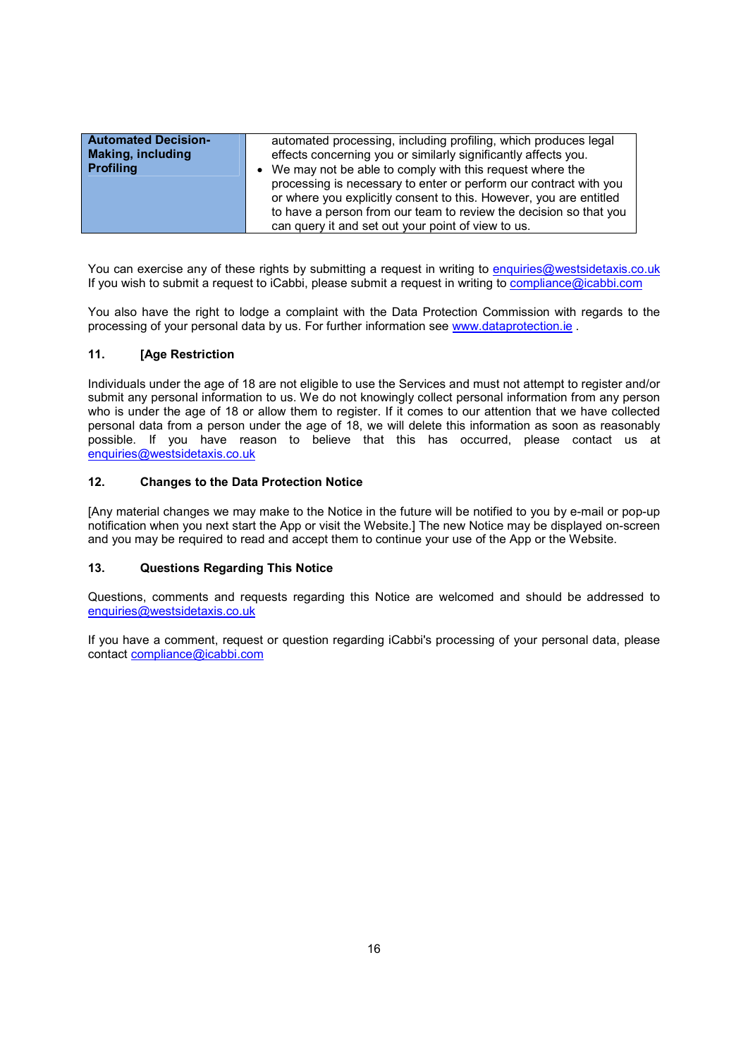| | |
|---|---|
| **Automated Decision-Making, including Profiling** | automated processing, including profiling, which produces legal effects concerning you or similarly significantly affects you.<br>• We may not be able to comply with this request where the processing is necessary to enter or perform our contract with you or where you explicitly consent to this. However, you are entitled to have a person from our team to review the decision so that you can query it and set out your point of view to us. |

You can exercise any of these rights by submitting a request in writing to enquiries@westsidetaxis.co.uk If you wish to submit a request to iCabbi, please submit a request in writing to compliance@icabbi.com

You also have the right to lodge a complaint with the Data Protection Commission with regards to the processing of your personal data by us. For further information see www.dataprotection.ie .

## 11. [Age Restriction

Individuals under the age of 18 are not eligible to use the Services and must not attempt to register and/or submit any personal information to us. We do not knowingly collect personal information from any person who is under the age of 18 or allow them to register. If it comes to our attention that we have collected personal data from a person under the age of 18, we will delete this information as soon as reasonably possible. If you have reason to believe that this has occurred, please contact us at enquiries@westsidetaxis.co.uk

## 12. Changes to the Data Protection Notice

[Any material changes we may make to the Notice in the future will be notified to you by e-mail or pop-up notification when you next start the App or visit the Website.] The new Notice may be displayed on-screen and you may be required to read and accept them to continue your use of the App or the Website.

## 13. Questions Regarding This Notice

Questions, comments and requests regarding this Notice are welcomed and should be addressed to enquiries@westsidetaxis.co.uk

If you have a comment, request or question regarding iCabbi's processing of your personal data, please contact compliance@icabbi.com